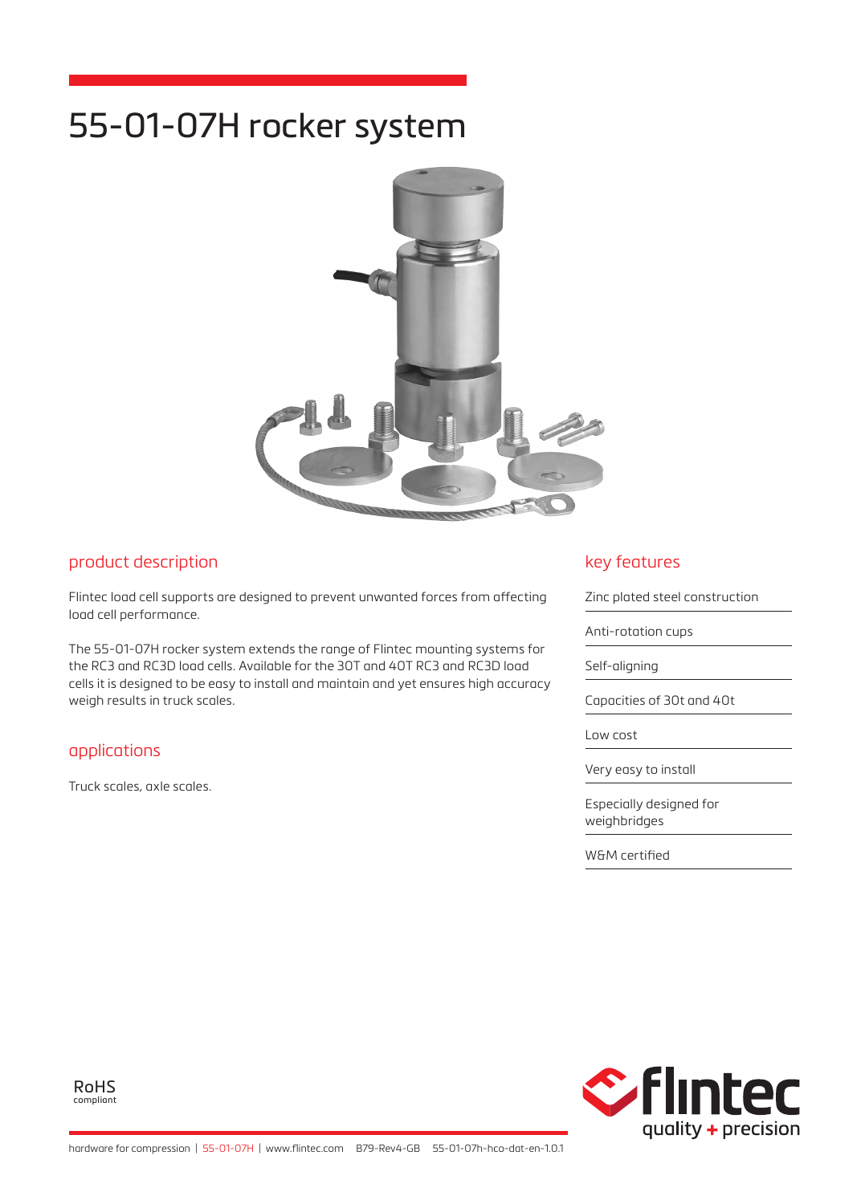# 55-01-07H rocker system

## product description

Flintec load cell supports are designed to prevent unwanted forces from affecting load cell performance.

The 55-01-07H rocker system extends the range of Flintec mounting systems for the RC3 and RC3D load cells. Available for the 30T and 40T RC3 and RC3D load cells it is designed to be easy to install and maintain and yet ensures high accuracy weigh results in truck scales.

## applications

Truck scales, axle scales.

## key features

- Zinc plated steel construction
- Anti-rotation cups
- Self-aligning
- Capacities of 30t and 40t
- Low cost
- Very easy to install
- Especially designed for weighbridges
- W&M certified

RoHS compliant

hardware for compression | 55-01-07H | www.flintec.com B79-Rev4-GB 55-01-07h-hco-dat-en-1.0.1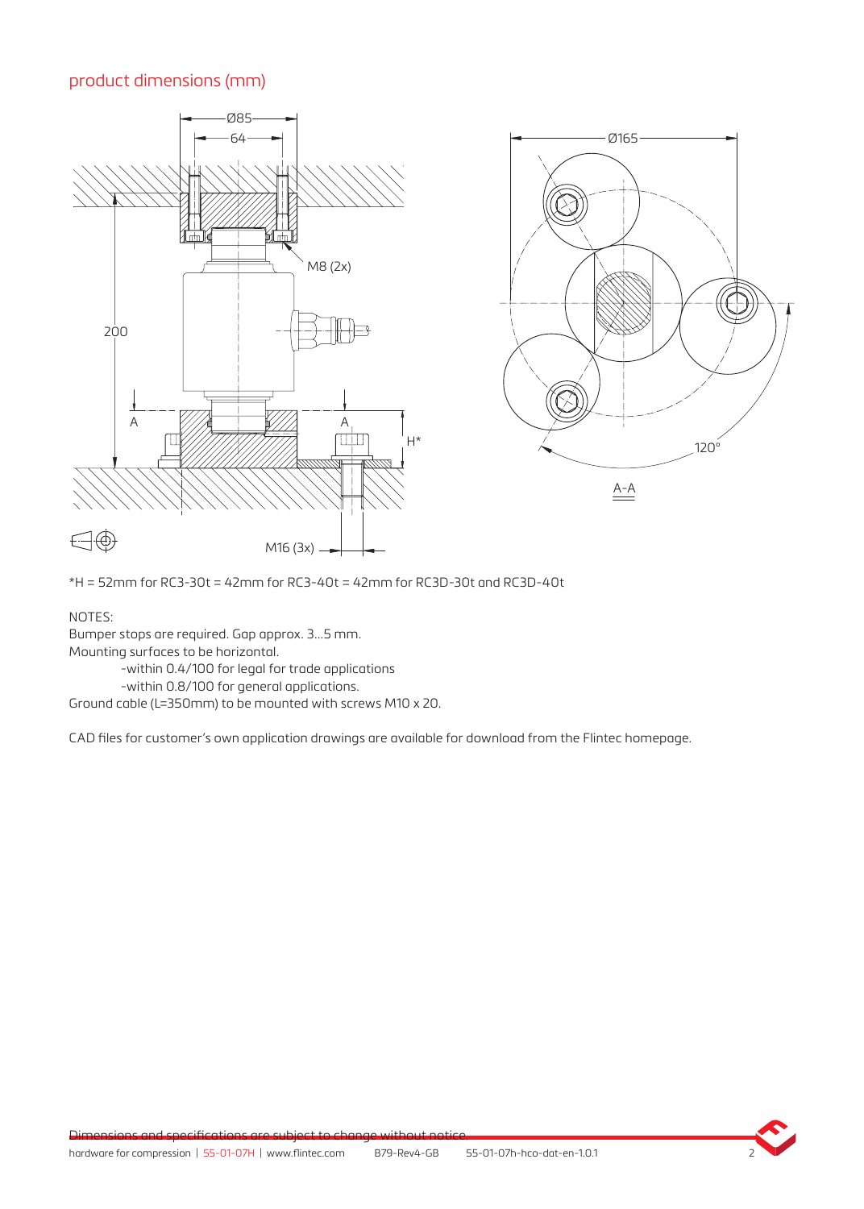## product dimensions (mm)

Ø85
64
M8 (2x)
200
A
A
H*
M16 (3x)

Ø165
120°
A-A

*H = 52mm for RC3-30t = 42mm for RC3-40t = 42mm for RC3D-30t and RC3D-40t

NOTES:
Bumper stops are required. Gap approx. 3...5 mm.
Mounting surfaces to be horizontal.
- within 0.4/100 for legal for trade applications
- within 0.8/100 for general applications.

Ground cable (L=350mm) to be mounted with screws M10 x 20.

CAD files for customer's own application drawings are available for download from the Flintec homepage.